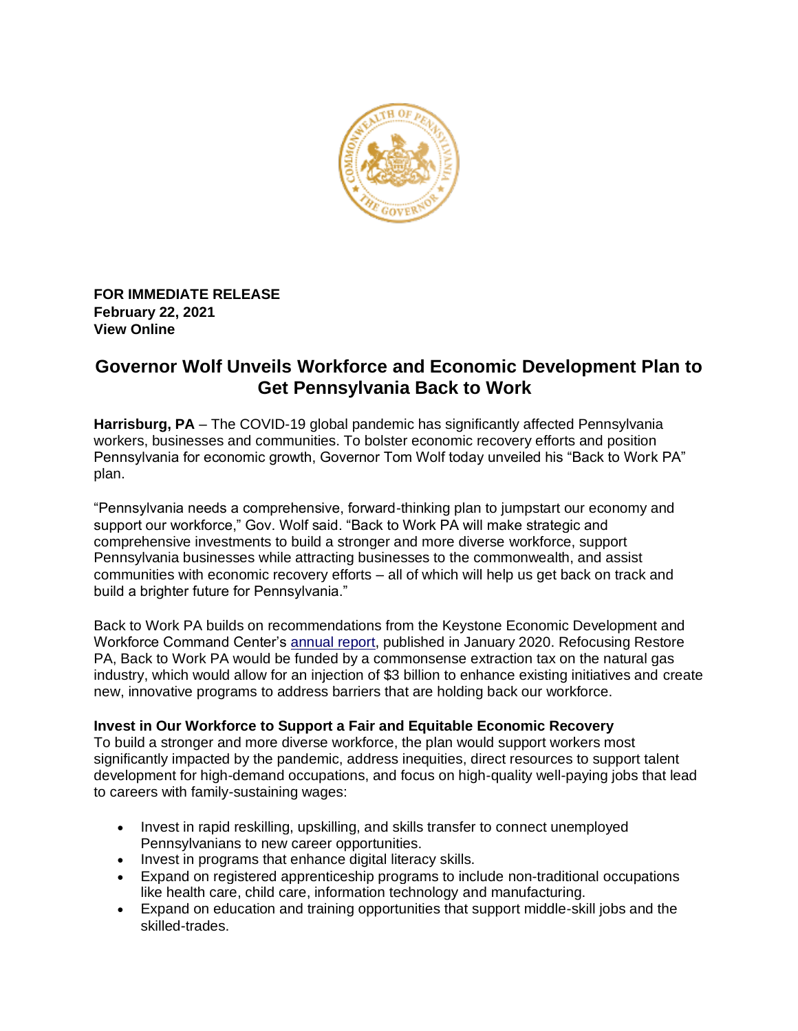**FOR IMMEDIATE RELEASE**
**February 22, 2021**
**View Online**

# Governor Wolf Unveils Workforce and Economic Development Plan to Get Pennsylvania Back to Work

**Harrisburg, PA** – The COVID-19 global pandemic has significantly affected Pennsylvania workers, businesses and communities. To bolster economic recovery efforts and position Pennsylvania for economic growth, Governor Tom Wolf today unveiled his "Back to Work PA" plan.

"Pennsylvania needs a comprehensive, forward-thinking plan to jumpstart our economy and support our workforce," Gov. Wolf said. "Back to Work PA will make strategic and comprehensive investments to build a stronger and more diverse workforce, support Pennsylvania businesses while attracting businesses to the commonwealth, and assist communities with economic recovery efforts – all of which will help us get back on track and build a brighter future for Pennsylvania."

Back to Work PA builds on recommendations from the Keystone Economic Development and Workforce Command Center's annual report, published in January 2020. Refocusing Restore PA, Back to Work PA would be funded by a commonsense extraction tax on the natural gas industry, which would allow for an injection of $3 billion to enhance existing initiatives and create new, innovative programs to address barriers that are holding back our workforce.

**Invest in Our Workforce to Support a Fair and Equitable Economic Recovery**
To build a stronger and more diverse workforce, the plan would support workers most significantly impacted by the pandemic, address inequities, direct resources to support talent development for high-demand occupations, and focus on high-quality well-paying jobs that lead to careers with family-sustaining wages:

- Invest in rapid reskilling, upskilling, and skills transfer to connect unemployed Pennsylvanians to new career opportunities.
- Invest in programs that enhance digital literacy skills.
- Expand on registered apprenticeship programs to include non-traditional occupations like health care, child care, information technology and manufacturing.
- Expand on education and training opportunities that support middle-skill jobs and the skilled-trades.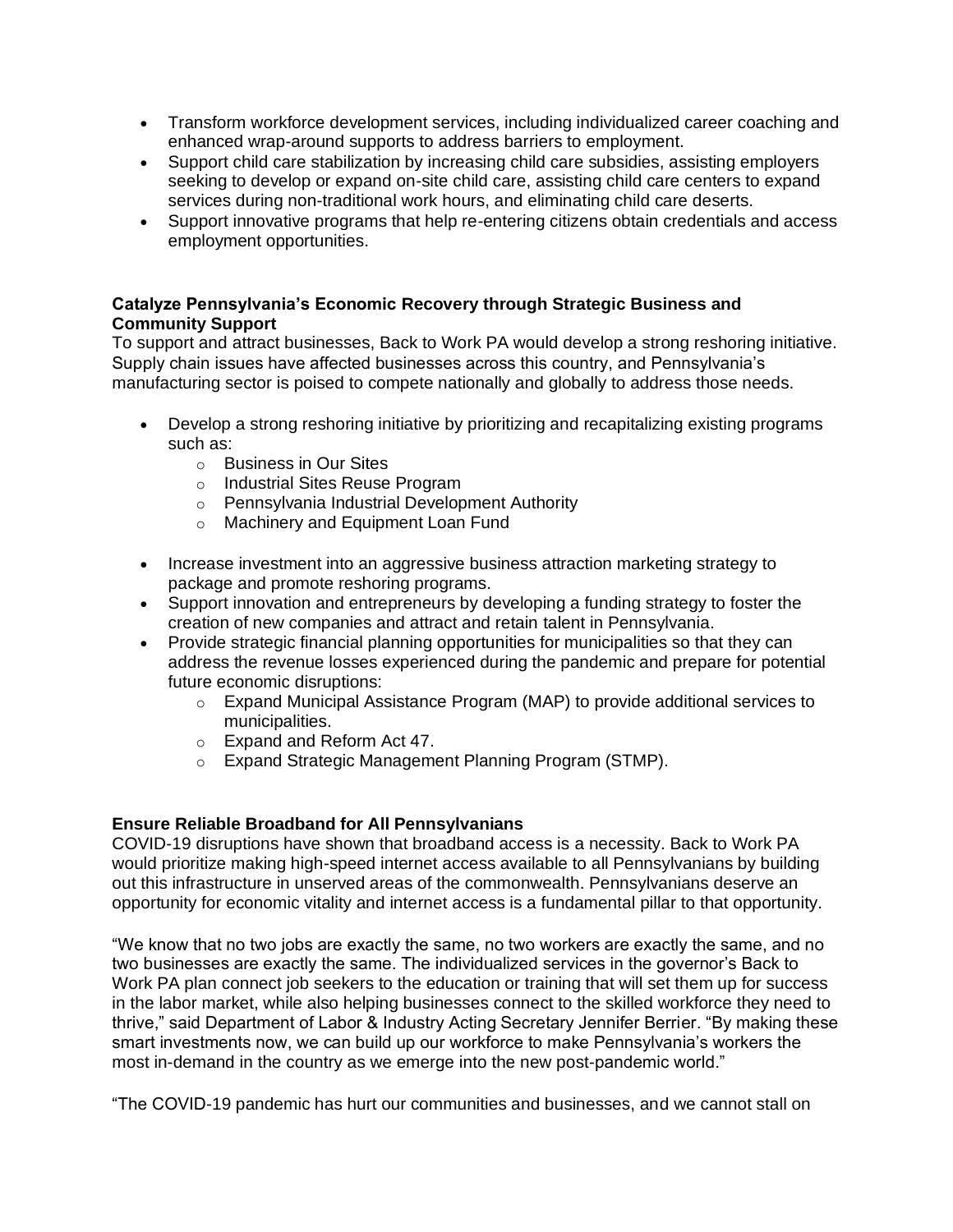- Transform workforce development services, including individualized career coaching and enhanced wrap-around supports to address barriers to employment.
- Support child care stabilization by increasing child care subsidies, assisting employers seeking to develop or expand on-site child care, assisting child care centers to expand services during non-traditional work hours, and eliminating child care deserts.
- Support innovative programs that help re-entering citizens obtain credentials and access employment opportunities.

**Catalyze Pennsylvania's Economic Recovery through Strategic Business and Community Support**
To support and attract businesses, Back to Work PA would develop a strong reshoring initiative. Supply chain issues have affected businesses across this country, and Pennsylvania's manufacturing sector is poised to compete nationally and globally to address those needs.

- Develop a strong reshoring initiative by prioritizing and recapitalizing existing programs such as:
  - Business in Our Sites
  - Industrial Sites Reuse Program
  - Pennsylvania Industrial Development Authority
  - Machinery and Equipment Loan Fund
- Increase investment into an aggressive business attraction marketing strategy to package and promote reshoring programs.
- Support innovation and entrepreneurs by developing a funding strategy to foster the creation of new companies and attract and retain talent in Pennsylvania.
- Provide strategic financial planning opportunities for municipalities so that they can address the revenue losses experienced during the pandemic and prepare for potential future economic disruptions:
  - Expand Municipal Assistance Program (MAP) to provide additional services to municipalities.
  - Expand and Reform Act 47.
  - Expand Strategic Management Planning Program (STMP).

**Ensure Reliable Broadband for All Pennsylvanians**
COVID-19 disruptions have shown that broadband access is a necessity. Back to Work PA would prioritize making high-speed internet access available to all Pennsylvanians by building out this infrastructure in unserved areas of the commonwealth. Pennsylvanians deserve an opportunity for economic vitality and internet access is a fundamental pillar to that opportunity.

"We know that no two jobs are exactly the same, no two workers are exactly the same, and no two businesses are exactly the same. The individualized services in the governor's Back to Work PA plan connect job seekers to the education or training that will set them up for success in the labor market, while also helping businesses connect to the skilled workforce they need to thrive," said Department of Labor & Industry Acting Secretary Jennifer Berrier. "By making these smart investments now, we can build up our workforce to make Pennsylvania's workers the most in-demand in the country as we emerge into the new post-pandemic world."

"The COVID-19 pandemic has hurt our communities and businesses, and we cannot stall on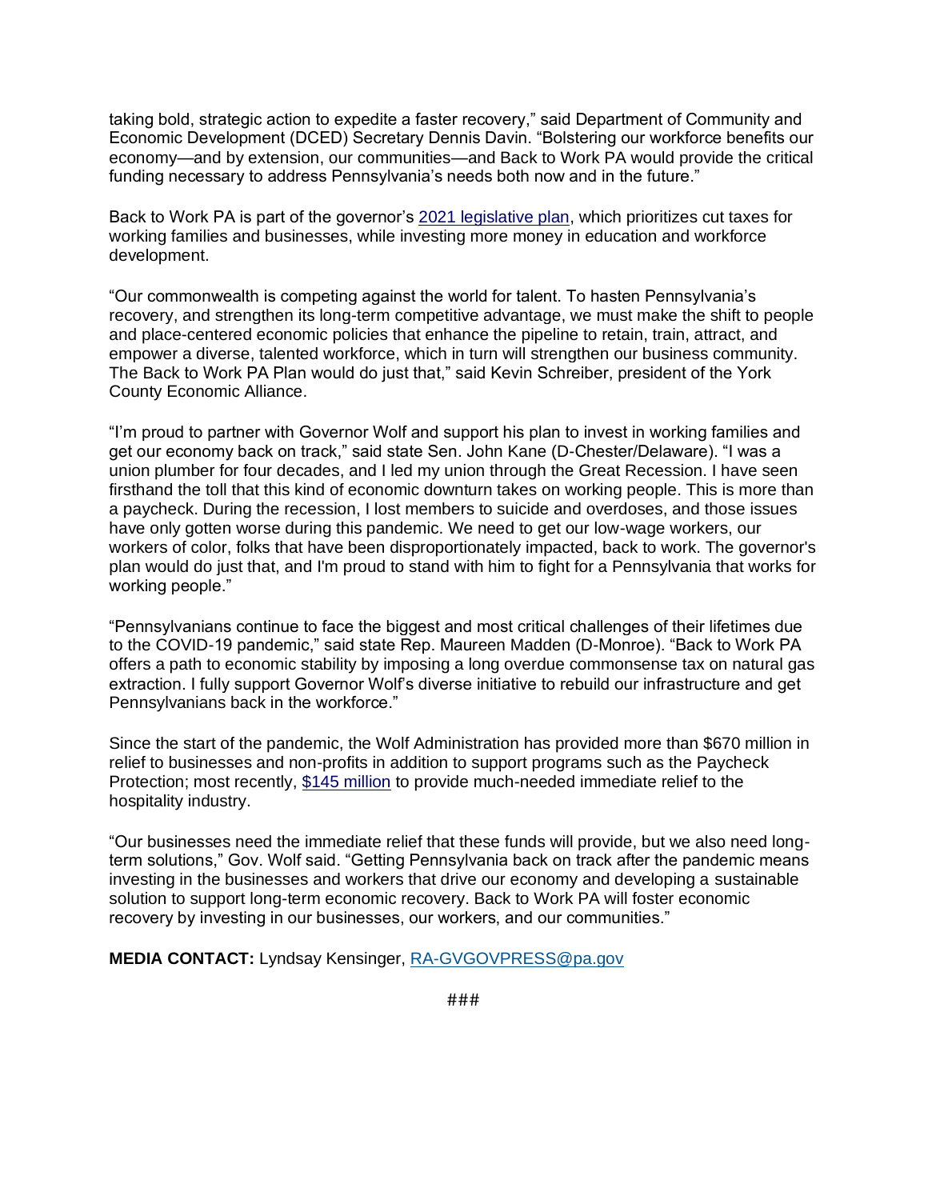taking bold, strategic action to expedite a faster recovery," said Department of Community and Economic Development (DCED) Secretary Dennis Davin. "Bolstering our workforce benefits our economy—and by extension, our communities—and Back to Work PA would provide the critical funding necessary to address Pennsylvania's needs both now and in the future."

Back to Work PA is part of the governor's [2021 legislative plan](), which prioritizes cut taxes for working families and businesses, while investing more money in education and workforce development.

"Our commonwealth is competing against the world for talent. To hasten Pennsylvania's recovery, and strengthen its long-term competitive advantage, we must make the shift to people and place-centered economic policies that enhance the pipeline to retain, train, attract, and empower a diverse, talented workforce, which in turn will strengthen our business community. The Back to Work PA Plan would do just that," said Kevin Schreiber, president of the York County Economic Alliance.

"I'm proud to partner with Governor Wolf and support his plan to invest in working families and get our economy back on track," said state Sen. John Kane (D-Chester/Delaware). "I was a union plumber for four decades, and I led my union through the Great Recession. I have seen firsthand the toll that this kind of economic downturn takes on working people. This is more than a paycheck. During the recession, I lost members to suicide and overdoses, and those issues have only gotten worse during this pandemic. We need to get our low-wage workers, our workers of color, folks that have been disproportionately impacted, back to work. The governor's plan would do just that, and I'm proud to stand with him to fight for a Pennsylvania that works for working people."

"Pennsylvanians continue to face the biggest and most critical challenges of their lifetimes due to the COVID-19 pandemic," said state Rep. Maureen Madden (D-Monroe). "Back to Work PA offers a path to economic stability by imposing a long overdue commonsense tax on natural gas extraction. I fully support Governor Wolf's diverse initiative to rebuild our infrastructure and get Pennsylvanians back in the workforce."

Since the start of the pandemic, the Wolf Administration has provided more than $670 million in relief to businesses and non-profits in addition to support programs such as the Paycheck Protection; most recently, [$145 million]() to provide much-needed immediate relief to the hospitality industry.

"Our businesses need the immediate relief that these funds will provide, but we also need long-term solutions," Gov. Wolf said. "Getting Pennsylvania back on track after the pandemic means investing in the businesses and workers that drive our economy and developing a sustainable solution to support long-term economic recovery. Back to Work PA will foster economic recovery by investing in our businesses, our workers, and our communities."

**MEDIA CONTACT:** Lyndsay Kensinger, RA-GVGOVPRESS@pa.gov

###